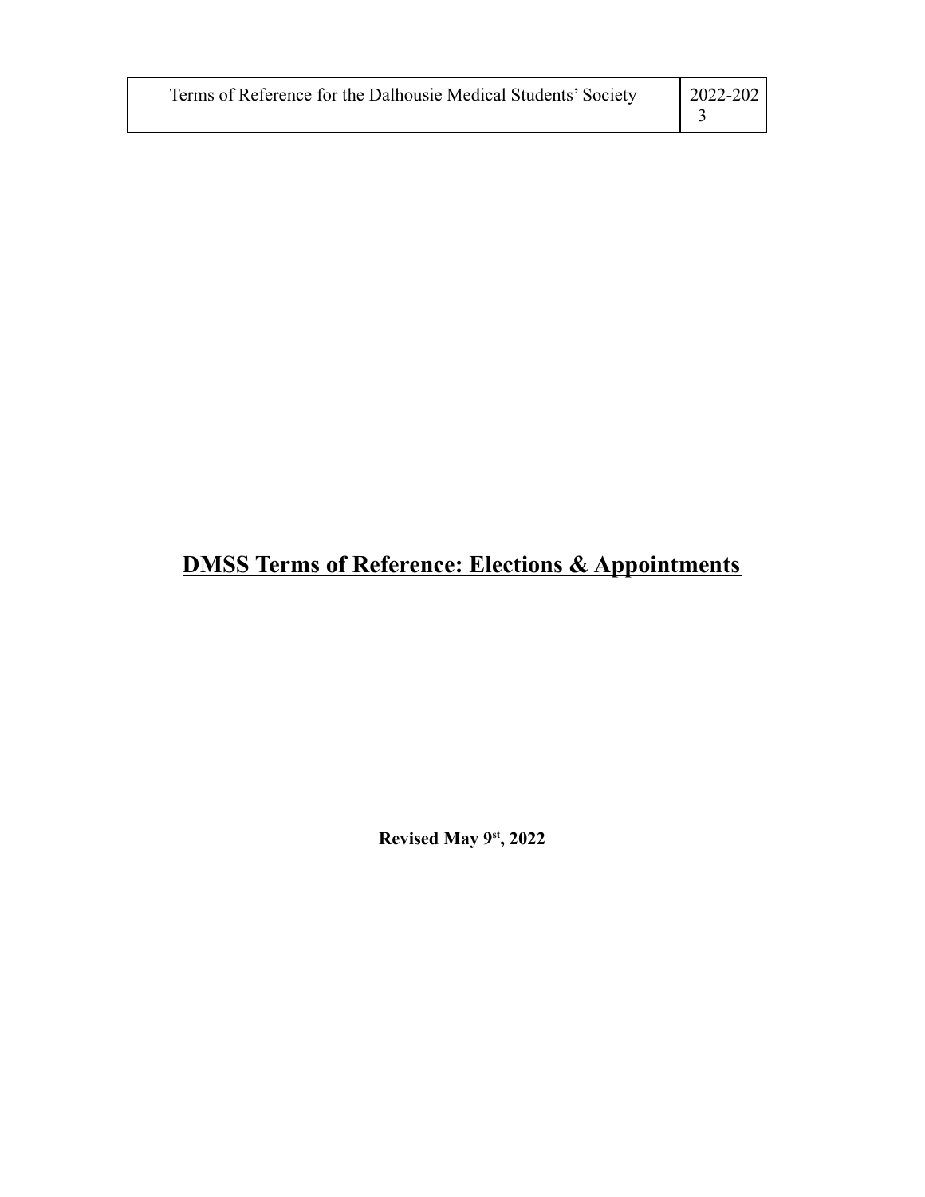# **DMSS Terms of Reference: Elections & Appointments**

**Revised May 9st, 2022**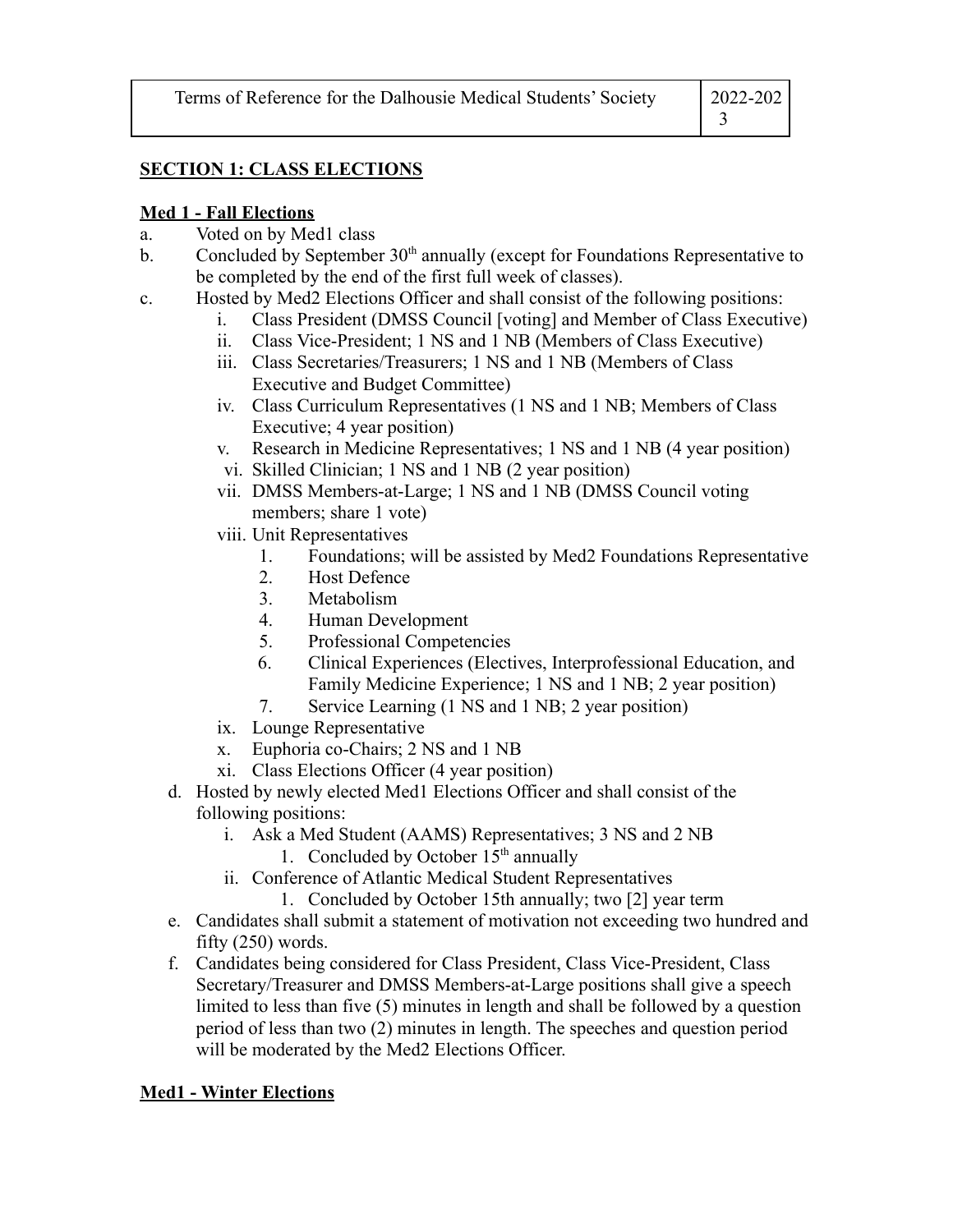## SECTION 1: CLASS ELECTIONS

### Med 1 - Fall Elections

a. Voted on by Med1 class
b. Concluded by September 30th annually (except for Foundations Representative to be completed by the end of the first full week of classes).
c. Hosted by Med2 Elections Officer and shall consist of the following positions:
   i. Class President (DMSS Council [voting] and Member of Class Executive)
   ii. Class Vice-President; 1 NS and 1 NB (Members of Class Executive)
   iii. Class Secretaries/Treasurers; 1 NS and 1 NB (Members of Class Executive and Budget Committee)
   iv. Class Curriculum Representatives (1 NS and 1 NB; Members of Class Executive; 4 year position)
   v. Research in Medicine Representatives; 1 NS and 1 NB (4 year position)
   vi. Skilled Clinician; 1 NS and 1 NB (2 year position)
   vii. DMSS Members-at-Large; 1 NS and 1 NB (DMSS Council voting members; share 1 vote)
   viii. Unit Representatives
      1. Foundations; will be assisted by Med2 Foundations Representative
      2. Host Defence
      3. Metabolism
      4. Human Development
      5. Professional Competencies
      6. Clinical Experiences (Electives, Interprofessional Education, and Family Medicine Experience; 1 NS and 1 NB; 2 year position)
      7. Service Learning (1 NS and 1 NB; 2 year position)
   ix. Lounge Representative
   x. Euphoria co-Chairs; 2 NS and 1 NB
   xi. Class Elections Officer (4 year position)
d. Hosted by newly elected Med1 Elections Officer and shall consist of the following positions:
   i. Ask a Med Student (AAMS) Representatives; 3 NS and 2 NB
      1. Concluded by October 15th annually
   ii. Conference of Atlantic Medical Student Representatives
      1. Concluded by October 15th annually; two [2] year term
e. Candidates shall submit a statement of motivation not exceeding two hundred and fifty (250) words.
f. Candidates being considered for Class President, Class Vice-President, Class Secretary/Treasurer and DMSS Members-at-Large positions shall give a speech limited to less than five (5) minutes in length and shall be followed by a question period of less than two (2) minutes in length. The speeches and question period will be moderated by the Med2 Elections Officer.

### Med1 - Winter Elections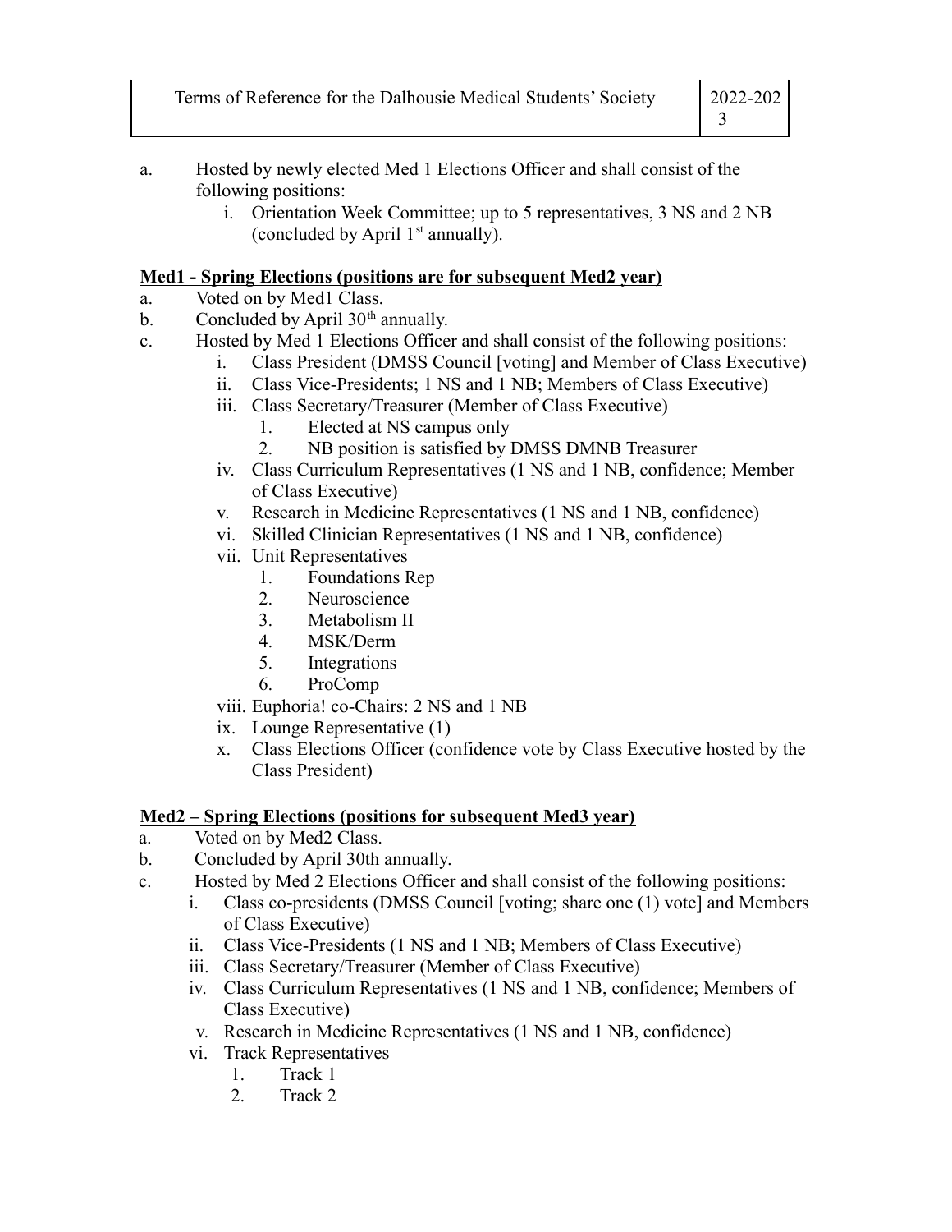a. Hosted by newly elected Med 1 Elections Officer and shall consist of the following positions:
    i. Orientation Week Committee; up to 5 representatives, 3 NS and 2 NB (concluded by April 1st annually).

**Med1 - Spring Elections (positions are for subsequent Med2 year)**

a. Voted on by Med1 Class.
b. Concluded by April 30th annually.
c. Hosted by Med 1 Elections Officer and shall consist of the following positions:
    i. Class President (DMSS Council [voting] and Member of Class Executive)
    ii. Class Vice-Presidents; 1 NS and 1 NB; Members of Class Executive)
    iii. Class Secretary/Treasurer (Member of Class Executive)
        1. Elected at NS campus only
        2. NB position is satisfied by DMSS DMNB Treasurer
    iv. Class Curriculum Representatives (1 NS and 1 NB, confidence; Member of Class Executive)
    v. Research in Medicine Representatives (1 NS and 1 NB, confidence)
    vi. Skilled Clinician Representatives (1 NS and 1 NB, confidence)
    vii. Unit Representatives
        1. Foundations Rep
        2. Neuroscience
        3. Metabolism II
        4. MSK/Derm
        5. Integrations
        6. ProComp
    viii. Euphoria! co-Chairs: 2 NS and 1 NB
    ix. Lounge Representative (1)
    x. Class Elections Officer (confidence vote by Class Executive hosted by the Class President)

**Med2 – Spring Elections (positions for subsequent Med3 year)**

a. Voted on by Med2 Class.
b. Concluded by April 30th annually.
c. Hosted by Med 2 Elections Officer and shall consist of the following positions:
    i. Class co-presidents (DMSS Council [voting; share one (1) vote] and Members of Class Executive)
    ii. Class Vice-Presidents (1 NS and 1 NB; Members of Class Executive)
    iii. Class Secretary/Treasurer (Member of Class Executive)
    iv. Class Curriculum Representatives (1 NS and 1 NB, confidence; Members of Class Executive)
    v. Research in Medicine Representatives (1 NS and 1 NB, confidence)
    vi. Track Representatives
        1. Track 1
        2. Track 2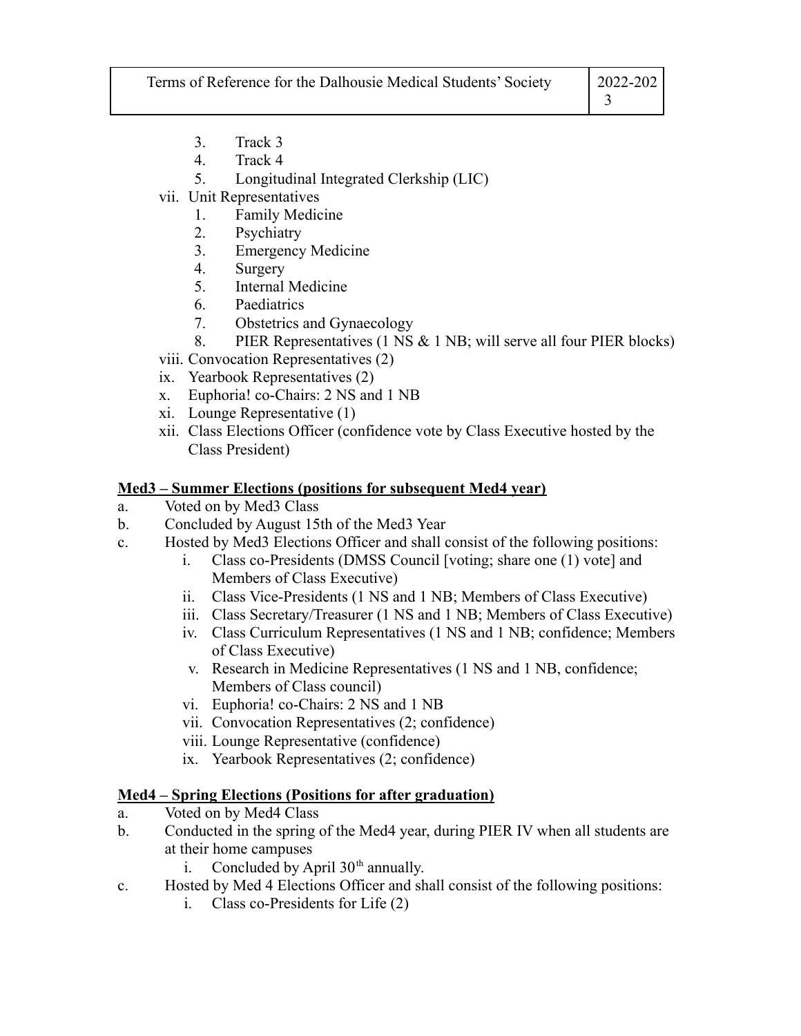3. Track 3
4. Track 4
5. Longitudinal Integrated Clerkship (LIC)

vii. Unit Representatives
1. Family Medicine
2. Psychiatry
3. Emergency Medicine
4. Surgery
5. Internal Medicine
6. Paediatrics
7. Obstetrics and Gynaecology
8. PIER Representatives (1 NS & 1 NB; will serve all four PIER blocks)

viii. Convocation Representatives (2)
ix. Yearbook Representatives (2)
x. Euphoria! co-Chairs: 2 NS and 1 NB
xi. Lounge Representative (1)
xii. Class Elections Officer (confidence vote by Class Executive hosted by the Class President)

**<u>Med3 – Summer Elections (positions for subsequent Med4 year)</u>**

a. Voted on by Med3 Class
b. Concluded by August 15th of the Med3 Year
c. Hosted by Med3 Elections Officer and shall consist of the following positions:
   i. Class co-Presidents (DMSS Council [voting; share one (1) vote] and Members of Class Executive)
   ii. Class Vice-Presidents (1 NS and 1 NB; Members of Class Executive)
   iii. Class Secretary/Treasurer (1 NS and 1 NB; Members of Class Executive)
   iv. Class Curriculum Representatives (1 NS and 1 NB; confidence; Members of Class Executive)
   v. Research in Medicine Representatives (1 NS and 1 NB, confidence; Members of Class council)
   vi. Euphoria! co-Chairs: 2 NS and 1 NB
   vii. Convocation Representatives (2; confidence)
   viii. Lounge Representative (confidence)
   ix. Yearbook Representatives (2; confidence)

**<u>Med4 – Spring Elections (Positions for after graduation)</u>**

a. Voted on by Med4 Class
b. Conducted in the spring of the Med4 year, during PIER IV when all students are at their home campuses
   i. Concluded by April 30th annually.
c. Hosted by Med 4 Elections Officer and shall consist of the following positions:
   i. Class co-Presidents for Life (2)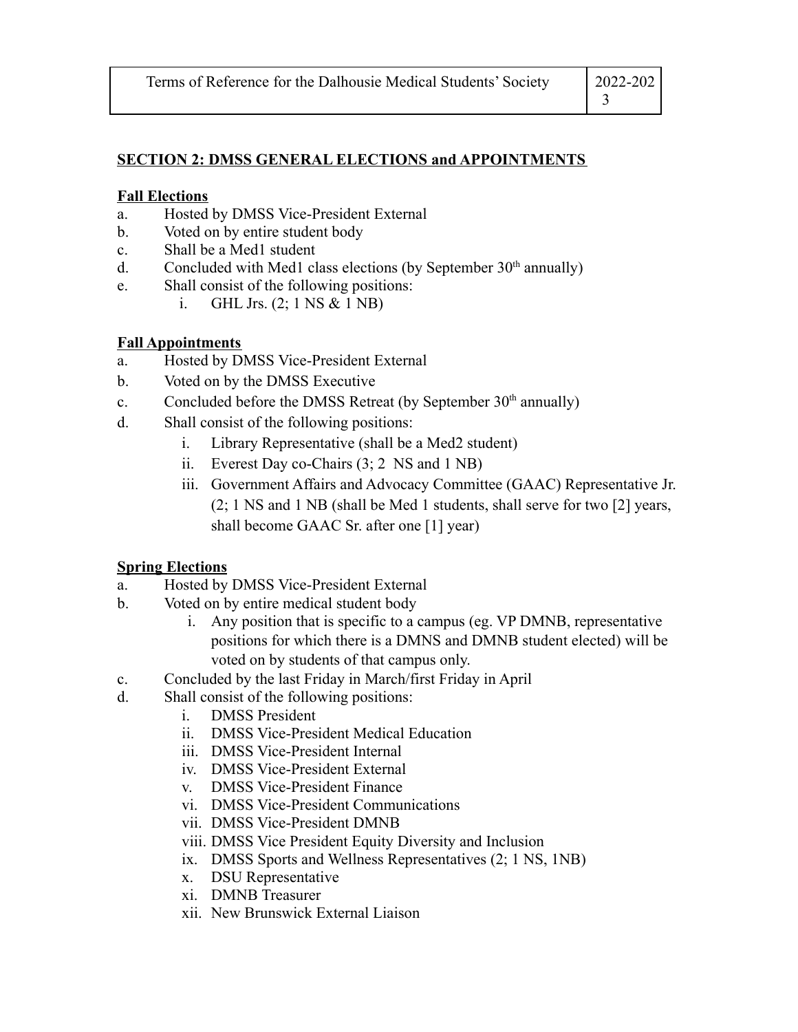## SECTION 2: DMSS GENERAL ELECTIONS and APPOINTMENTS

**Fall Elections**

a. Hosted by DMSS Vice-President External
b. Voted on by entire student body
c. Shall be a Med1 student
d. Concluded with Med1 class elections (by September 30th annually)
e. Shall consist of the following positions:
   i. GHL Jrs. (2; 1 NS & 1 NB)

**Fall Appointments**

a. Hosted by DMSS Vice-President External
b. Voted on by the DMSS Executive
c. Concluded before the DMSS Retreat (by September 30th annually)
d. Shall consist of the following positions:
   i. Library Representative (shall be a Med2 student)
   ii. Everest Day co-Chairs (3; 2 NS and 1 NB)
   iii. Government Affairs and Advocacy Committee (GAAC) Representative Jr. (2; 1 NS and 1 NB (shall be Med 1 students, shall serve for two [2] years, shall become GAAC Sr. after one [1] year)

**Spring Elections**

a. Hosted by DMSS Vice-President External
b. Voted on by entire medical student body
   i. Any position that is specific to a campus (eg. VP DMNB, representative positions for which there is a DMNS and DMNB student elected) will be voted on by students of that campus only.
c. Concluded by the last Friday in March/first Friday in April
d. Shall consist of the following positions:
   i. DMSS President
   ii. DMSS Vice-President Medical Education
   iii. DMSS Vice-President Internal
   iv. DMSS Vice-President External
   v. DMSS Vice-President Finance
   vi. DMSS Vice-President Communications
   vii. DMSS Vice-President DMNB
   viii. DMSS Vice President Equity Diversity and Inclusion
   ix. DMSS Sports and Wellness Representatives (2; 1 NS, 1NB)
   x. DSU Representative
   xi. DMNB Treasurer
   xii. New Brunswick External Liaison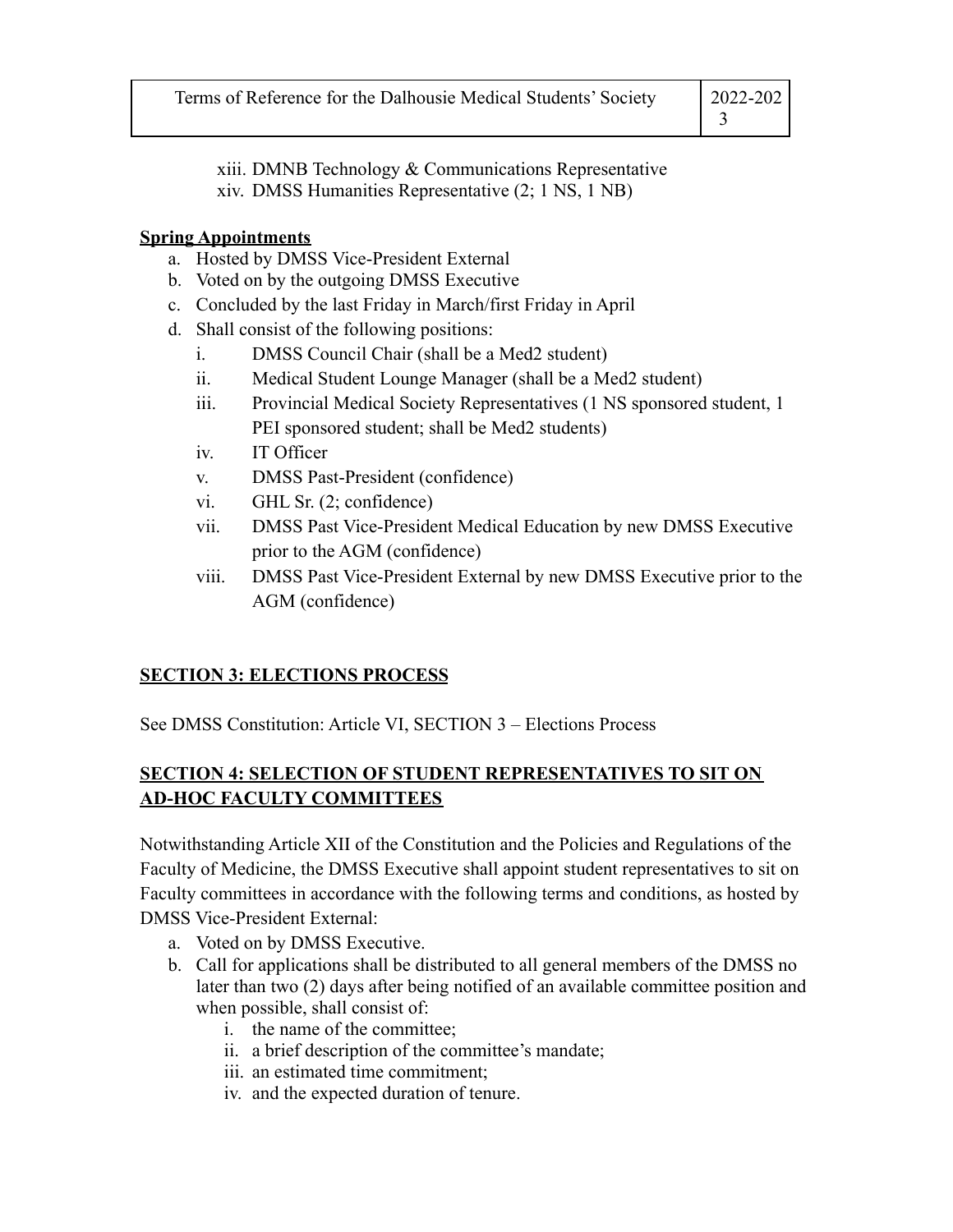xiii. DMNB Technology & Communications Representative
xiv. DMSS Humanities Representative (2; 1 NS, 1 NB)

**Spring Appointments**

a. Hosted by DMSS Vice-President External
b. Voted on by the outgoing DMSS Executive
c. Concluded by the last Friday in March/first Friday in April
d. Shall consist of the following positions:
    i. DMSS Council Chair (shall be a Med2 student)
    ii. Medical Student Lounge Manager (shall be a Med2 student)
    iii. Provincial Medical Society Representatives (1 NS sponsored student, 1 PEI sponsored student; shall be Med2 students)
    iv. IT Officer
    v. DMSS Past-President (confidence)
    vi. GHL Sr. (2; confidence)
    vii. DMSS Past Vice-President Medical Education by new DMSS Executive prior to the AGM (confidence)
    viii. DMSS Past Vice-President External by new DMSS Executive prior to the AGM (confidence)

## SECTION 3: ELECTIONS PROCESS

See DMSS Constitution: Article VI, SECTION 3 – Elections Process

## SECTION 4: SELECTION OF STUDENT REPRESENTATIVES TO SIT ON AD-HOC FACULTY COMMITTEES

Notwithstanding Article XII of the Constitution and the Policies and Regulations of the Faculty of Medicine, the DMSS Executive shall appoint student representatives to sit on Faculty committees in accordance with the following terms and conditions, as hosted by DMSS Vice-President External:

a. Voted on by DMSS Executive.
b. Call for applications shall be distributed to all general members of the DMSS no later than two (2) days after being notified of an available committee position and when possible, shall consist of:
    i. the name of the committee;
    ii. a brief description of the committee's mandate;
    iii. an estimated time commitment;
    iv. and the expected duration of tenure.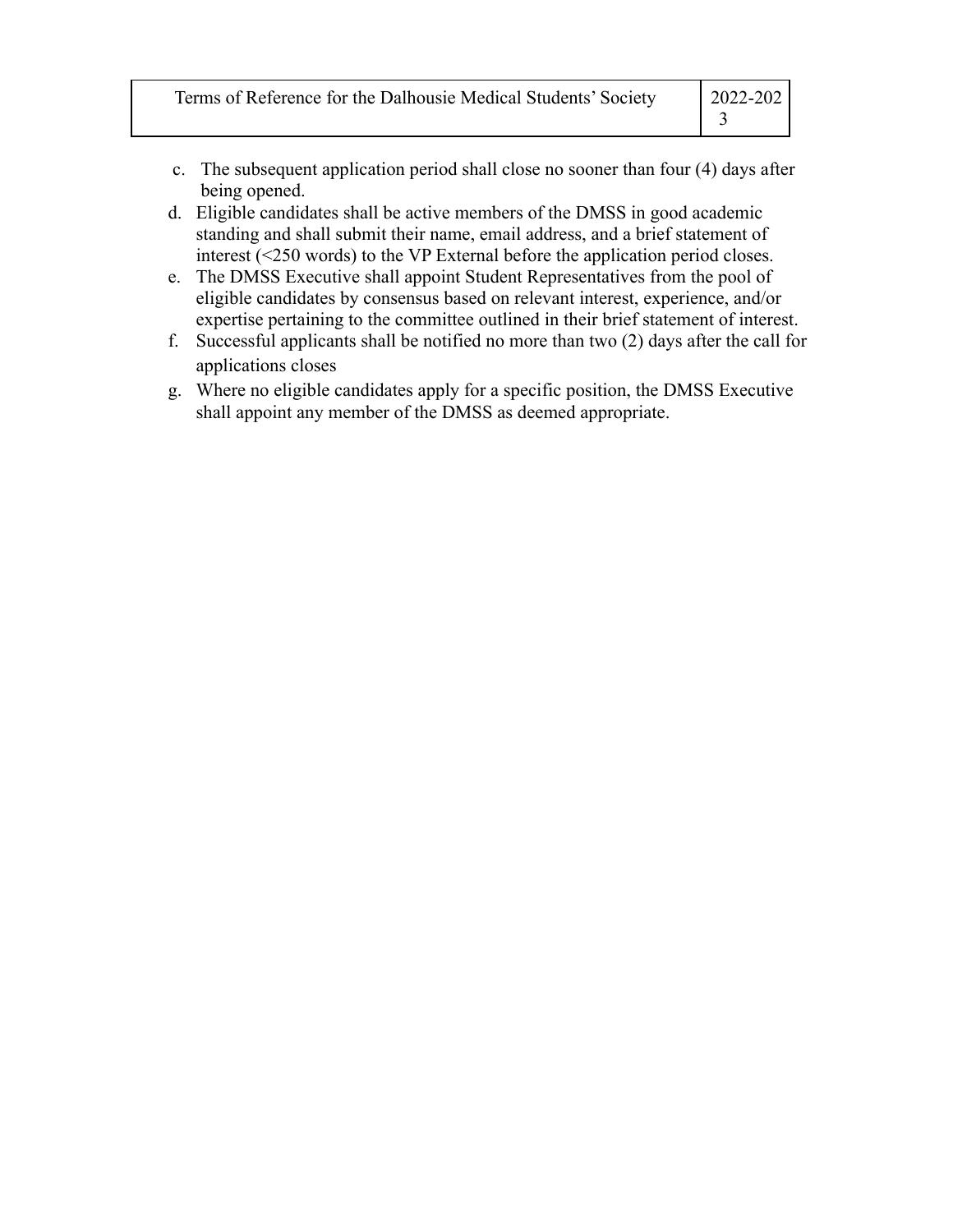c. The subsequent application period shall close no sooner than four (4) days after being opened.
d. Eligible candidates shall be active members of the DMSS in good academic standing and shall submit their name, email address, and a brief statement of interest (<250 words) to the VP External before the application period closes.
e. The DMSS Executive shall appoint Student Representatives from the pool of eligible candidates by consensus based on relevant interest, experience, and/or expertise pertaining to the committee outlined in their brief statement of interest.
f. Successful applicants shall be notified no more than two (2) days after the call for applications closes
g. Where no eligible candidates apply for a specific position, the DMSS Executive shall appoint any member of the DMSS as deemed appropriate.